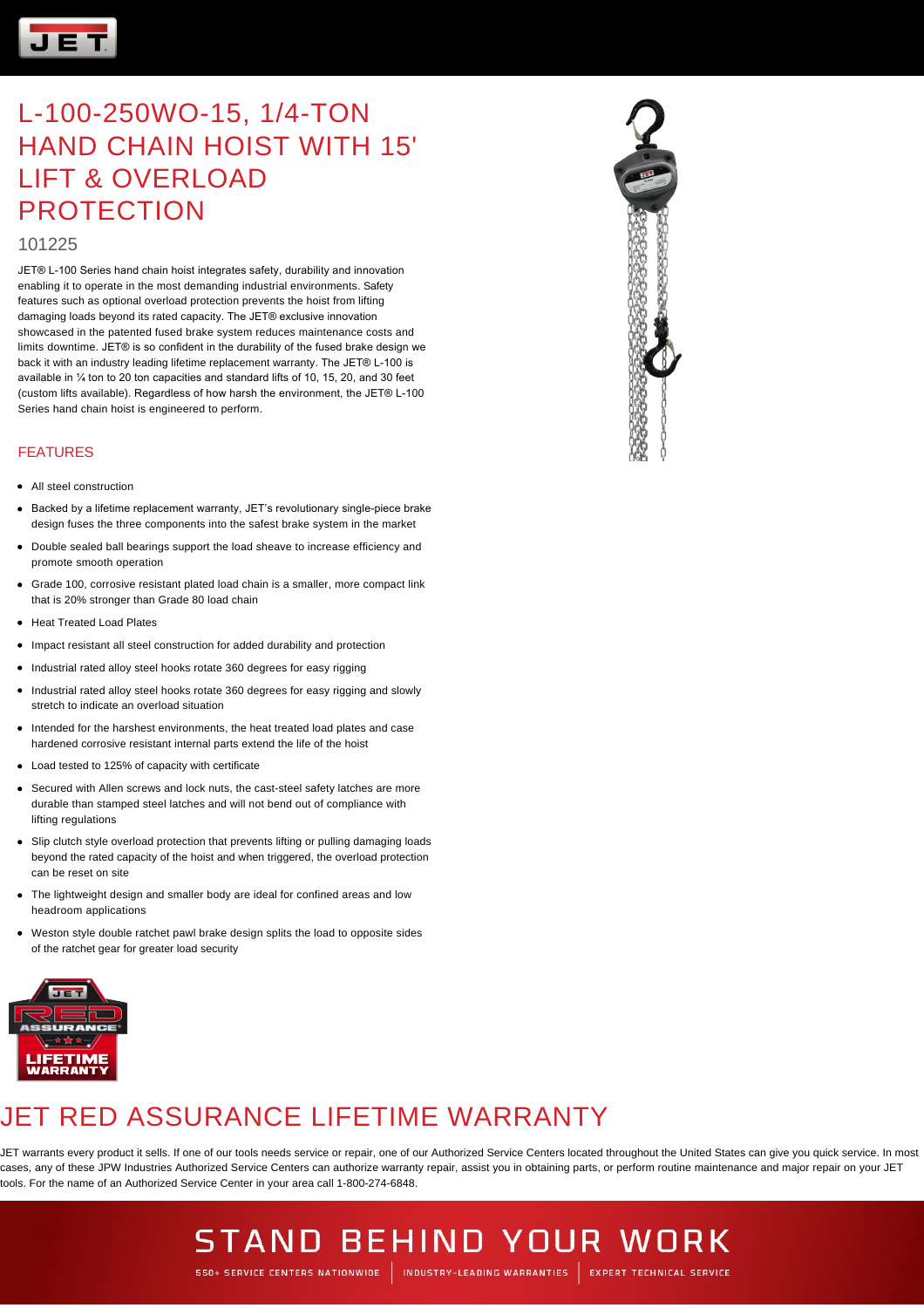# L-100-250WO-15, 1/4-TON HAND CHAIN HOIST WITH 15' LIFT & OVERLOAD PROTECTION

101225

JET® L-100 Series hand chain hoist integrates safety, durability and innovation enabling it to operate in the most demanding industrial environments. Safety features such as optional overload protection prevents the hoist from lifting damaging loads beyond its rated capacity. The JET® exclusive innovation showcased in the patented fused brake system reduces maintenance costs and limits downtime. JET® is so confident in the durability of the fused brake design we back it with an industry leading lifetime replacement warranty. The JET® L-100 is available in ¼ ton to 20 ton capacities and standard lifts of 10, 15, 20, and 30 feet (custom lifts available). Regardless of how harsh the environment, the JET® L-100 Series hand chain hoist is engineered to perform.

## FEATURES

- All steel construction
- Backed by a lifetime replacement warranty, JET's revolutionary single-piece brake design fuses the three components into the safest brake system in the market
- Double sealed ball bearings support the load sheave to increase efficiency and promote smooth operation
- Grade 100, corrosive resistant plated load chain is a smaller, more compact link that is 20% stronger than Grade 80 load chain
- Heat Treated Load Plates
- Impact resistant all steel construction for added durability and protection
- Industrial rated alloy steel hooks rotate 360 degrees for easy rigging
- Industrial rated alloy steel hooks rotate 360 degrees for easy rigging and slowly stretch to indicate an overload situation
- Intended for the harshest environments, the heat treated load plates and case hardened corrosive resistant internal parts extend the life of the hoist
- Load tested to 125% of capacity with certificate
- Secured with Allen screws and lock nuts, the cast-steel safety latches are more durable than stamped steel latches and will not bend out of compliance with lifting regulations
- Slip clutch style overload protection that prevents lifting or pulling damaging loads beyond the rated capacity of the hoist and when triggered, the overload protection can be reset on site
- The lightweight design and smaller body are ideal for confined areas and low headroom applications
- Weston style double ratchet pawl brake design splits the load to opposite sides of the ratchet gear for greater load security

## JET RED ASSURANCE LIFETIME WARRANTY

JET warrants every product it sells. If one of our tools needs service or repair, one of our Authorized Service Centers located throughout the United States can give you quick service. In most cases, any of these JPW Industries Authorized Service Centers can authorize warranty repair, assist you in obtaining parts, or perform routine maintenance and major repair on your JET tools. For the name of an Authorized Service Center in your area call 1-800-274-6848.

STAND BEHIND YOUR WORK

550+ SERVICE CENTERS NATIONWIDE | INDUSTRY-LEADING WARRANTIES | EXPERT TECHNICAL SERVICE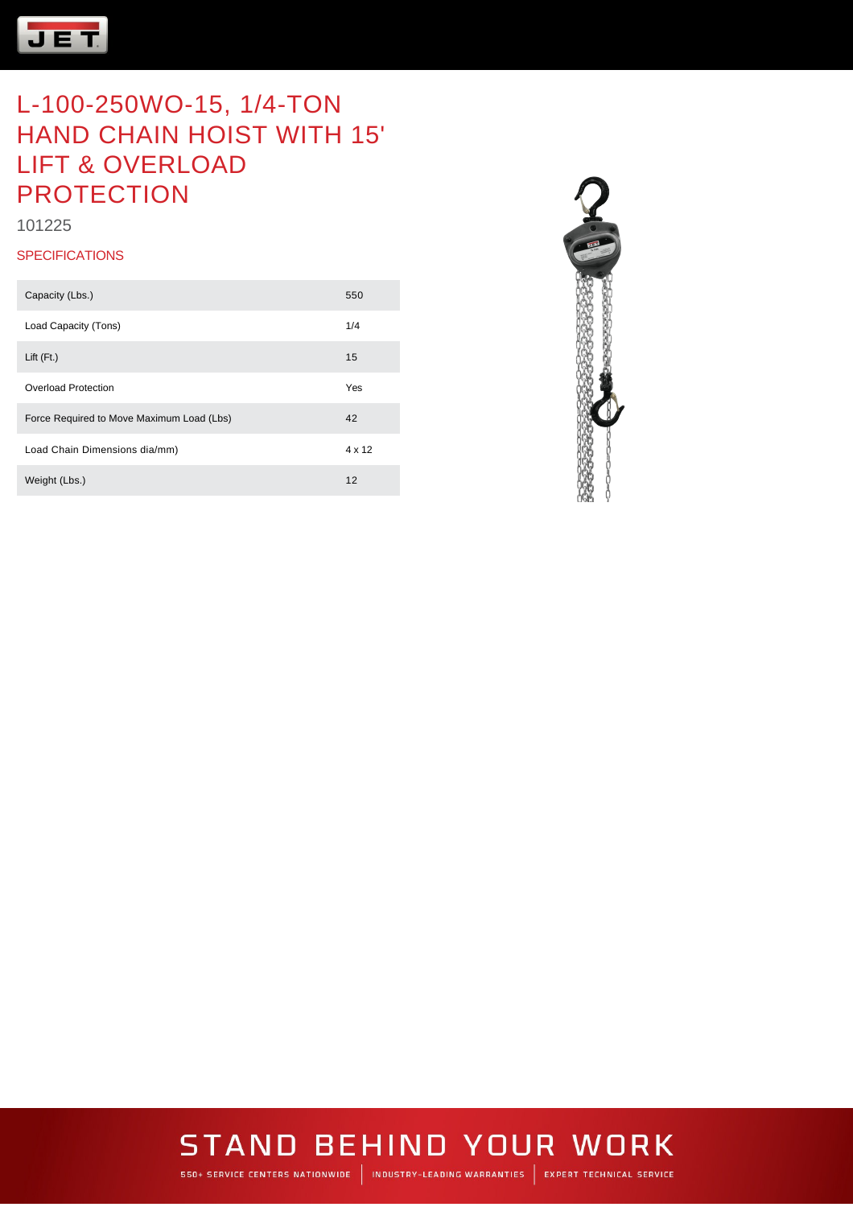# L-100-250WO-15, 1/4-TON HAND CHAIN HOIST WITH 15' LIFT & OVERLOAD PROTECTION

101225

## SPECIFICATIONS

| | |
|---|---|
| Capacity (Lbs.) | 550 |
| Load Capacity (Tons) | 1/4 |
| Lift (Ft.) | 15 |
| Overload Protection | Yes |
| Force Required to Move Maximum Load (Lbs) | 42 |
| Load Chain Dimensions dia/mm) | 4 x 12 |
| Weight (Lbs.) | 12 |

STAND BEHIND YOUR WORK

550+ SERVICE CENTERS NATIONWIDE | INDUSTRY-LEADING WARRANTIES | EXPERT TECHNICAL SERVICE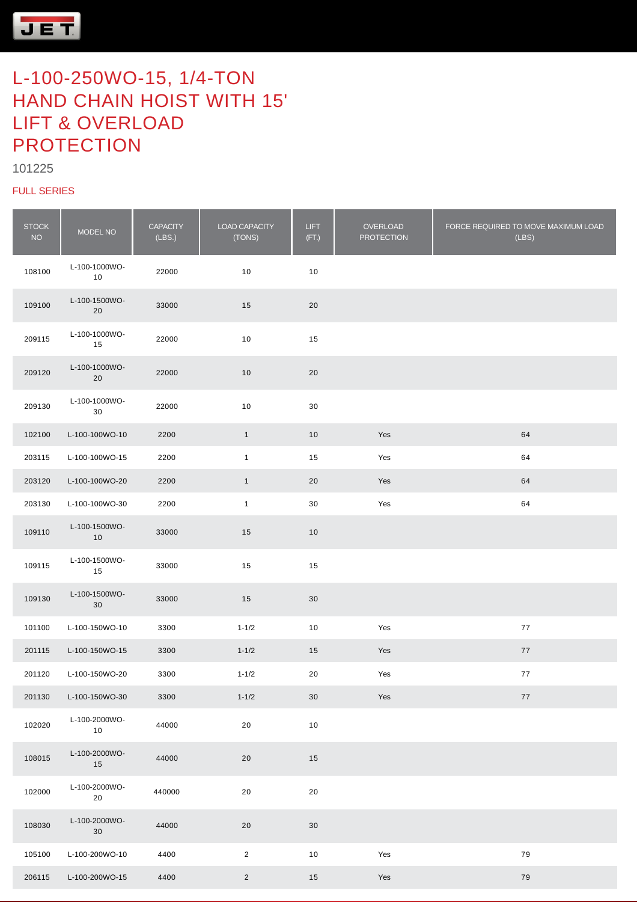# L-100-250WO-15, 1/4-TON HAND CHAIN HOIST WITH 15' LIFT & OVERLOAD PROTECTION

101225

FULL SERIES

| STOCK NO | MODEL NO | CAPACITY (LBS.) | LOAD CAPACITY (TONS) | LIFT (FT.) | OVERLOAD PROTECTION | FORCE REQUIRED TO MOVE MAXIMUM LOAD (LBS) |
|---|---|---|---|---|---|---|
| 108100 | L-100-1000WO-10 | 22000 | 10 | 10 | | |
| 109100 | L-100-1500WO-20 | 33000 | 15 | 20 | | |
| 209115 | L-100-1000WO-15 | 22000 | 10 | 15 | | |
| 209120 | L-100-1000WO-20 | 22000 | 10 | 20 | | |
| 209130 | L-100-1000WO-30 | 22000 | 10 | 30 | | |
| 102100 | L-100-100WO-10 | 2200 | 1 | 10 | Yes | 64 |
| 203115 | L-100-100WO-15 | 2200 | 1 | 15 | Yes | 64 |
| 203120 | L-100-100WO-20 | 2200 | 1 | 20 | Yes | 64 |
| 203130 | L-100-100WO-30 | 2200 | 1 | 30 | Yes | 64 |
| 109110 | L-100-1500WO-10 | 33000 | 15 | 10 | | |
| 109115 | L-100-1500WO-15 | 33000 | 15 | 15 | | |
| 109130 | L-100-1500WO-30 | 33000 | 15 | 30 | | |
| 101100 | L-100-150WO-10 | 3300 | 1-1/2 | 10 | Yes | 77 |
| 201115 | L-100-150WO-15 | 3300 | 1-1/2 | 15 | Yes | 77 |
| 201120 | L-100-150WO-20 | 3300 | 1-1/2 | 20 | Yes | 77 |
| 201130 | L-100-150WO-30 | 3300 | 1-1/2 | 30 | Yes | 77 |
| 102020 | L-100-2000WO-10 | 44000 | 20 | 10 | | |
| 108015 | L-100-2000WO-15 | 44000 | 20 | 15 | | |
| 102000 | L-100-2000WO-20 | 440000 | 20 | 20 | | |
| 108030 | L-100-2000WO-30 | 44000 | 20 | 30 | | |
| 105100 | L-100-200WO-10 | 4400 | 2 | 10 | Yes | 79 |
| 206115 | L-100-200WO-15 | 4400 | 2 | 15 | Yes | 79 |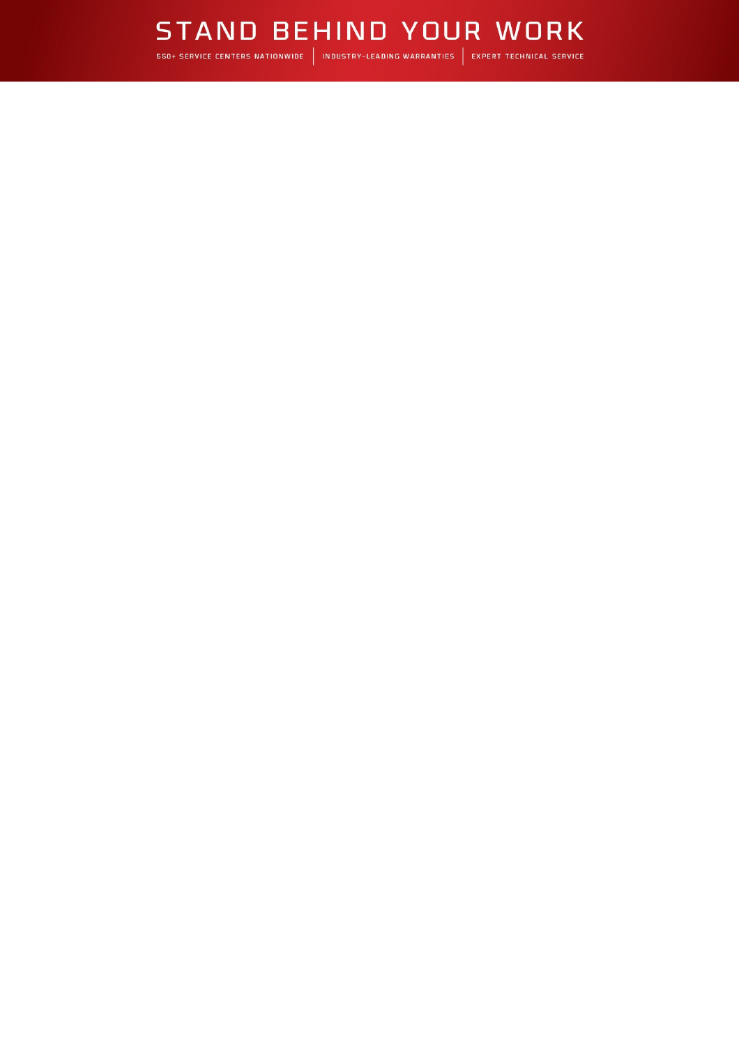# STAND BEHIND YOUR WORK

550+ SERVICE CENTERS NATIONWIDE | INDUSTRY-LEADING WARRANTIES | EXPERT TECHNICAL SERVICE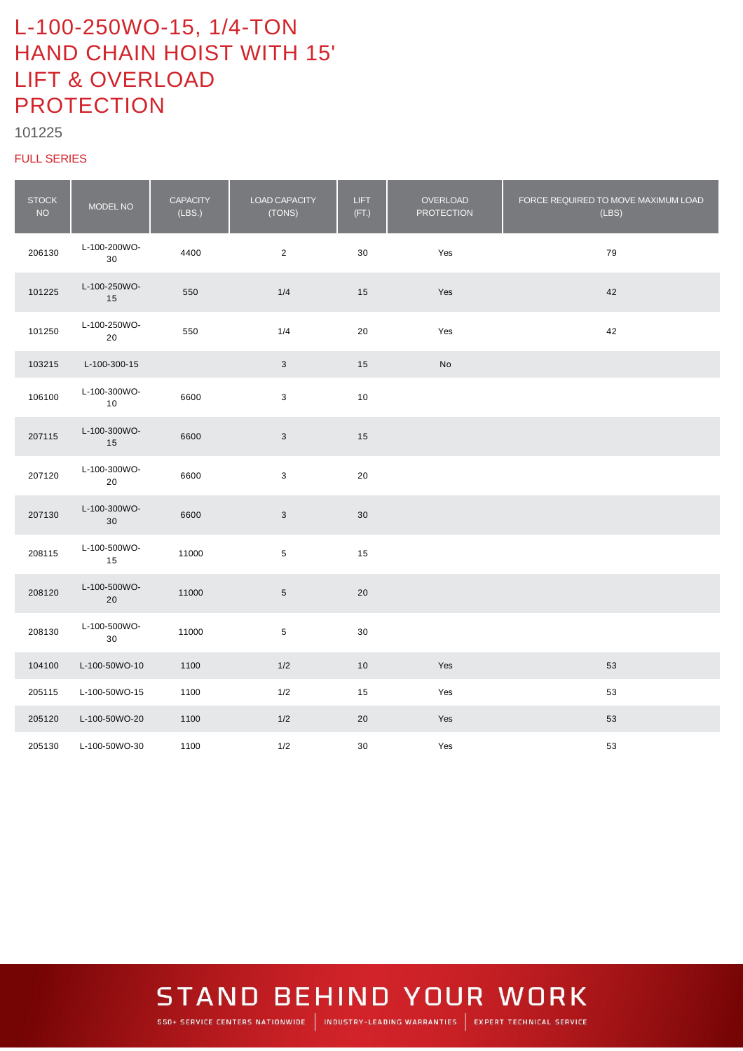# L-100-250WO-15, 1/4-TON HAND CHAIN HOIST WITH 15' LIFT & OVERLOAD PROTECTION

101225

FULL SERIES

| STOCK NO | MODEL NO | CAPACITY (LBS.) | LOAD CAPACITY (TONS) | LIFT (FT.) | OVERLOAD PROTECTION | FORCE REQUIRED TO MOVE MAXIMUM LOAD (LBS) |
|---|---|---|---|---|---|---|
| 206130 | L-100-200WO-30 | 4400 | 2 | 30 | Yes | 79 |
| 101225 | L-100-250WO-15 | 550 | 1/4 | 15 | Yes | 42 |
| 101250 | L-100-250WO-20 | 550 | 1/4 | 20 | Yes | 42 |
| 103215 | L-100-300-15 | | 3 | 15 | No | |
| 106100 | L-100-300WO-10 | 6600 | 3 | 10 | | |
| 207115 | L-100-300WO-15 | 6600 | 3 | 15 | | |
| 207120 | L-100-300WO-20 | 6600 | 3 | 20 | | |
| 207130 | L-100-300WO-30 | 6600 | 3 | 30 | | |
| 208115 | L-100-500WO-15 | 11000 | 5 | 15 | | |
| 208120 | L-100-500WO-20 | 11000 | 5 | 20 | | |
| 208130 | L-100-500WO-30 | 11000 | 5 | 30 | | |
| 104100 | L-100-50WO-10 | 1100 | 1/2 | 10 | Yes | 53 |
| 205115 | L-100-50WO-15 | 1100 | 1/2 | 15 | Yes | 53 |
| 205120 | L-100-50WO-20 | 1100 | 1/2 | 20 | Yes | 53 |
| 205130 | L-100-50WO-30 | 1100 | 1/2 | 30 | Yes | 53 |

STAND BEHIND YOUR WORK

550+ SERVICE CENTERS NATIONWIDE | INDUSTRY-LEADING WARRANTIES | EXPERT TECHNICAL SERVICE